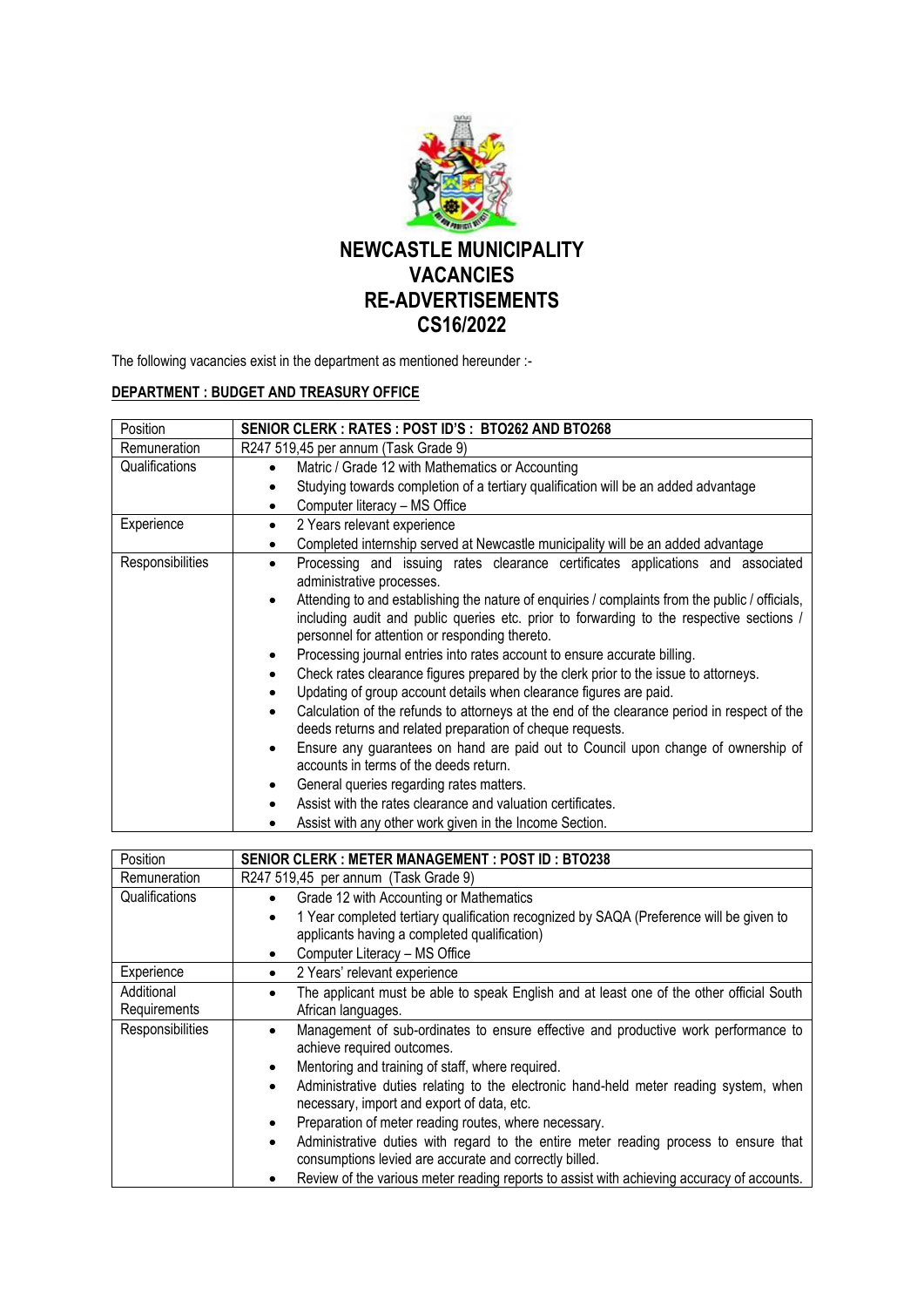# NEWCASTLE MUNICIPALITY
# VACANCIES
# RE-ADVERTISEMENTS
# CS16/2022

The following vacancies exist in the department as mentioned hereunder :-

## DEPARTMENT : BUDGET AND TREASURY OFFICE

| Position | SENIOR CLERK : RATES : POST ID'S : BTO262 AND BTO268 |
|---|---|
| Remuneration | R247 519,45 per annum (Task Grade 9) |
| Qualifications | • Matric / Grade 12 with Mathematics or Accounting<br>• Studying towards completion of a tertiary qualification will be an added advantage<br>• Computer literacy – MS Office |
| Experience | • 2 Years relevant experience<br>• Completed internship served at Newcastle municipality will be an added advantage |
| Responsibilities | • Processing and issuing rates clearance certificates applications and associated administrative processes.<br>• Attending to and establishing the nature of enquiries / complaints from the public / officials, including audit and public queries etc. prior to forwarding to the respective sections / personnel for attention or responding thereto.<br>• Processing journal entries into rates account to ensure accurate billing.<br>• Check rates clearance figures prepared by the clerk prior to the issue to attorneys.<br>• Updating of group account details when clearance figures are paid.<br>• Calculation of the refunds to attorneys at the end of the clearance period in respect of the deeds returns and related preparation of cheque requests.<br>• Ensure any guarantees on hand are paid out to Council upon change of ownership of accounts in terms of the deeds return.<br>• General queries regarding rates matters.<br>• Assist with the rates clearance and valuation certificates.<br>• Assist with any other work given in the Income Section. |

| Position | SENIOR CLERK : METER MANAGEMENT : POST ID : BTO238 |
|---|---|
| Remuneration | R247 519,45 per annum (Task Grade 9) |
| Qualifications | • Grade 12 with Accounting or Mathematics<br>• 1 Year completed tertiary qualification recognized by SAQA (Preference will be given to applicants having a completed qualification)<br>• Computer Literacy – MS Office |
| Experience | • 2 Years' relevant experience |
| Additional Requirements | • The applicant must be able to speak English and at least one of the other official South African languages. |
| Responsibilities | • Management of sub-ordinates to ensure effective and productive work performance to achieve required outcomes.<br>• Mentoring and training of staff, where required.<br>• Administrative duties relating to the electronic hand-held meter reading system, when necessary, import and export of data, etc.<br>• Preparation of meter reading routes, where necessary.<br>• Administrative duties with regard to the entire meter reading process to ensure that consumptions levied are accurate and correctly billed.<br>• Review of the various meter reading reports to assist with achieving accuracy of accounts. |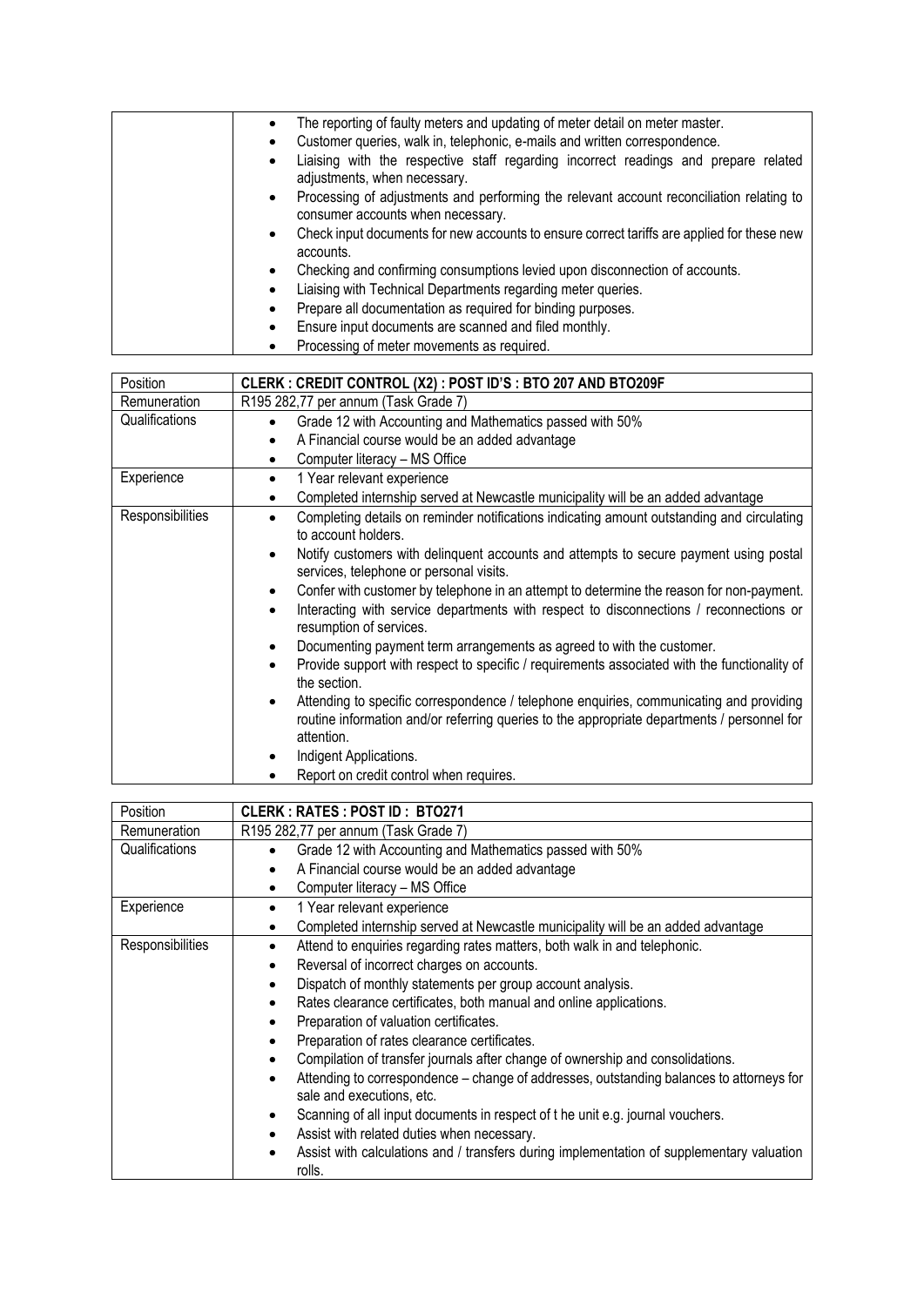| | |
|---|---|
| | • The reporting of faulty meters and updating of meter detail on meter master.<br>• Customer queries, walk in, telephonic, e-mails and written correspondence.<br>• Liaising with the respective staff regarding incorrect readings and prepare related adjustments, when necessary.<br>• Processing of adjustments and performing the relevant account reconciliation relating to consumer accounts when necessary.<br>• Check input documents for new accounts to ensure correct tariffs are applied for these new accounts.<br>• Checking and confirming consumptions levied upon disconnection of accounts.<br>• Liaising with Technical Departments regarding meter queries.<br>• Prepare all documentation as required for binding purposes.<br>• Ensure input documents are scanned and filed monthly.<br>• Processing of meter movements as required. |

| Position | **CLERK : CREDIT CONTROL (X2) : POST ID'S : BTO 207 AND BTO209F** |
|---|---|
| Remuneration | R195 282,77 per annum (Task Grade 7) |
| Qualifications | • Grade 12 with Accounting and Mathematics passed with 50%<br>• A Financial course would be an added advantage<br>• Computer literacy – MS Office |
| Experience | • 1 Year relevant experience<br>• Completed internship served at Newcastle municipality will be an added advantage |
| Responsibilities | • Completing details on reminder notifications indicating amount outstanding and circulating to account holders.<br>• Notify customers with delinquent accounts and attempts to secure payment using postal services, telephone or personal visits.<br>• Confer with customer by telephone in an attempt to determine the reason for non-payment.<br>• Interacting with service departments with respect to disconnections / reconnections or resumption of services.<br>• Documenting payment term arrangements as agreed to with the customer.<br>• Provide support with respect to specific / requirements associated with the functionality of the section.<br>• Attending to specific correspondence / telephone enquiries, communicating and providing routine information and/or referring queries to the appropriate departments / personnel for attention.<br>• Indigent Applications.<br>• Report on credit control when requires. |

| Position | **CLERK : RATES : POST ID : BTO271** |
|---|---|
| Remuneration | R195 282,77 per annum (Task Grade 7) |
| Qualifications | • Grade 12 with Accounting and Mathematics passed with 50%<br>• A Financial course would be an added advantage<br>• Computer literacy – MS Office |
| Experience | • 1 Year relevant experience<br>• Completed internship served at Newcastle municipality will be an added advantage |
| Responsibilities | • Attend to enquiries regarding rates matters, both walk in and telephonic.<br>• Reversal of incorrect charges on accounts.<br>• Dispatch of monthly statements per group account analysis.<br>• Rates clearance certificates, both manual and online applications.<br>• Preparation of valuation certificates.<br>• Preparation of rates clearance certificates.<br>• Compilation of transfer journals after change of ownership and consolidations.<br>• Attending to correspondence – change of addresses, outstanding balances to attorneys for sale and executions, etc.<br>• Scanning of all input documents in respect of t he unit e.g. journal vouchers.<br>• Assist with related duties when necessary.<br>• Assist with calculations and / transfers during implementation of supplementary valuation rolls. |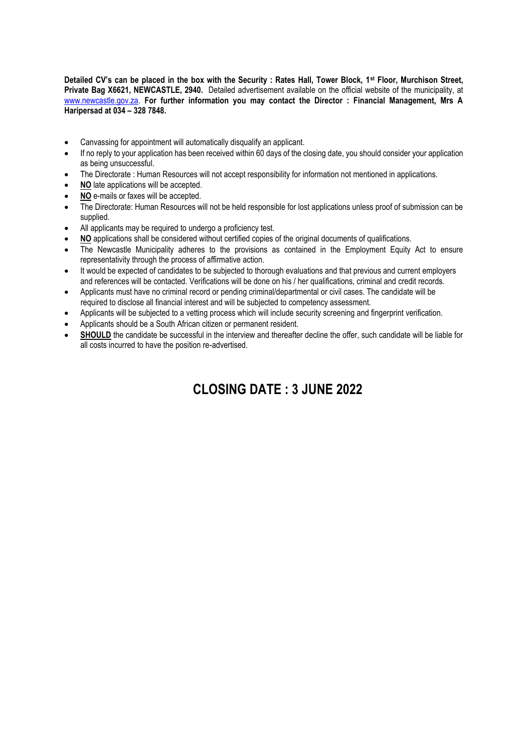**Detailed CV's can be placed in the box with the Security : Rates Hall, Tower Block, 1st Floor, Murchison Street, Private Bag X6621, NEWCASTLE, 2940.** Detailed advertisement available on the official website of the municipality, at www.newcastle.gov.za. **For further information you may contact the Director : Financial Management, Mrs A Haripersad at 034 – 328 7848.**

- Canvassing for appointment will automatically disqualify an applicant.
- If no reply to your application has been received within 60 days of the closing date, you should consider your application as being unsuccessful.
- The Directorate : Human Resources will not accept responsibility for information not mentioned in applications.
- **NO** late applications will be accepted.
- **NO** e-mails or faxes will be accepted.
- The Directorate: Human Resources will not be held responsible for lost applications unless proof of submission can be supplied.
- All applicants may be required to undergo a proficiency test.
- **NO** applications shall be considered without certified copies of the original documents of qualifications.
- The Newcastle Municipality adheres to the provisions as contained in the Employment Equity Act to ensure representativity through the process of affirmative action.
- It would be expected of candidates to be subjected to thorough evaluations and that previous and current employers and references will be contacted. Verifications will be done on his / her qualifications, criminal and credit records.
- Applicants must have no criminal record or pending criminal/departmental or civil cases. The candidate will be required to disclose all financial interest and will be subjected to competency assessment.
- Applicants will be subjected to a vetting process which will include security screening and fingerprint verification.
- Applicants should be a South African citizen or permanent resident.
- **SHOULD** the candidate be successful in the interview and thereafter decline the offer, such candidate will be liable for all costs incurred to have the position re-advertised.

## CLOSING DATE : 3 JUNE 2022